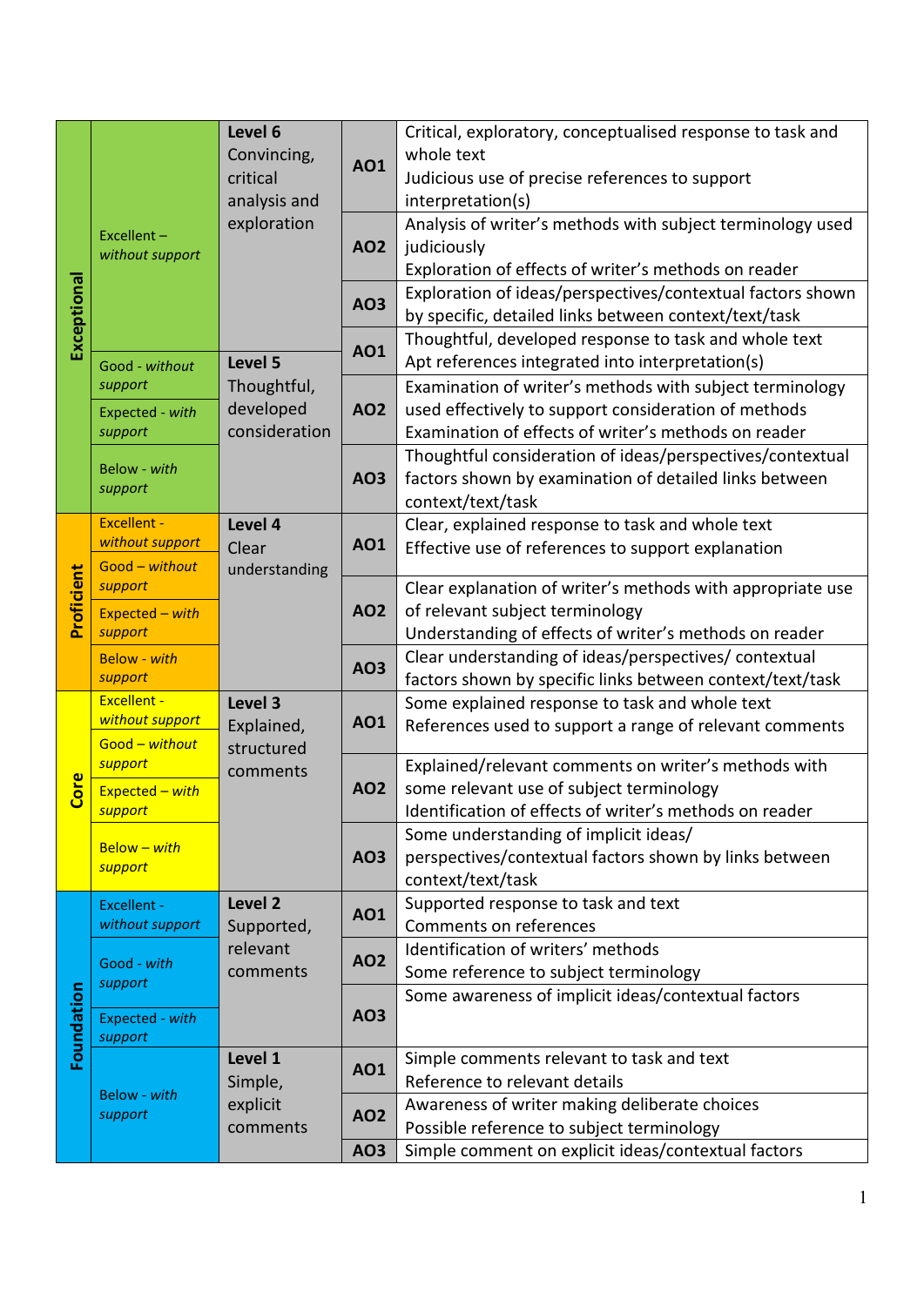| Band | Grade | Level | AO | Descriptor |
|---|---|---|---|---|
| **Exceptional** | Excellent – *without support* | **Level 6** Convincing, critical analysis and exploration | **AO1** | Critical, exploratory, conceptualised response to task and whole text<br>Judicious use of precise references to support interpretation(s) |
| | | | **AO2** | Analysis of writer's methods with subject terminology used judiciously<br>Exploration of effects of writer's methods on reader |
| | | | **AO3** | Exploration of ideas/perspectives/contextual factors shown by specific, detailed links between context/text/task |
| | Good - *without support*<br>Expected - *with support*<br>Below - *with support* | **Level 5** Thoughtful, developed consideration | **AO1** | Thoughtful, developed response to task and whole text<br>Apt references integrated into interpretation(s) |
| | | | **AO2** | Examination of writer's methods with subject terminology used effectively to support consideration of methods<br>Examination of effects of writer's methods on reader |
| | | | **AO3** | Thoughtful consideration of ideas/perspectives/contextual factors shown by examination of detailed links between context/text/task |
| **Proficient** | Excellent - *without support*<br>Good – *without support*<br>Expected – *with support*<br>Below - *with support* | **Level 4** Clear understanding | **AO1** | Clear, explained response to task and whole text<br>Effective use of references to support explanation |
| | | | **AO2** | Clear explanation of writer's methods with appropriate use of relevant subject terminology<br>Understanding of effects of writer's methods on reader |
| | | | **AO3** | Clear understanding of ideas/perspectives/ contextual factors shown by specific links between context/text/task |
| **Core** | Excellent - *without support*<br>Good – *without support*<br>Expected – *with support*<br>Below – *with support* | **Level 3** Explained, structured comments | **AO1** | Some explained response to task and whole text<br>References used to support a range of relevant comments |
| | | | **AO2** | Explained/relevant comments on writer's methods with some relevant use of subject terminology<br>Identification of effects of writer's methods on reader |
| | | | **AO3** | Some understanding of implicit ideas/ perspectives/contextual factors shown by links between context/text/task |
| **Foundation** | Excellent - *without support*<br>Good - *with support*<br>Expected - *with support* | **Level 2** Supported, relevant comments | **AO1** | Supported response to task and text<br>Comments on references |
| | | | **AO2** | Identification of writers' methods<br>Some reference to subject terminology |
| | | | **AO3** | Some awareness of implicit ideas/contextual factors |
| | Below - *with support* | **Level 1** Simple, explicit comments | **AO1** | Simple comments relevant to task and text<br>Reference to relevant details |
| | | | **AO2** | Awareness of writer making deliberate choices<br>Possible reference to subject terminology |
| | | | **AO3** | Simple comment on explicit ideas/contextual factors |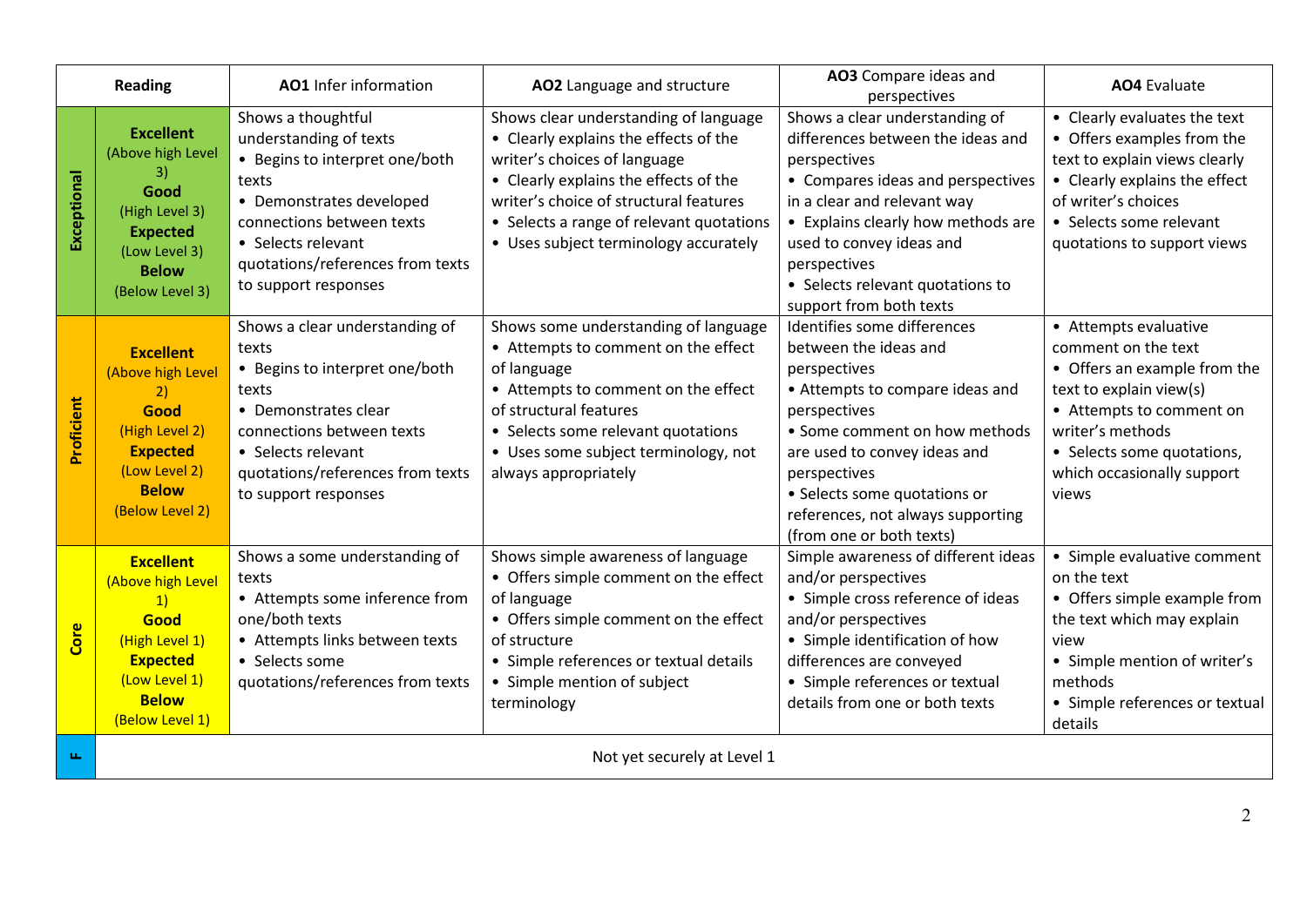| Reading | | AO1 Infer information | AO2 Language and structure | AO3 Compare ideas and perspectives | AO4 Evaluate |
|---|---|---|---|---|---|
| Exceptional | **Excellent** (Above high Level 3) **Good** (High Level 3) **Expected** (Low Level 3) **Below** (Below Level 3) | Shows a thoughtful understanding of texts • Begins to interpret one/both texts • Demonstrates developed connections between texts • Selects relevant quotations/references from texts to support responses | Shows clear understanding of language • Clearly explains the effects of the writer's choices of language • Clearly explains the effects of the writer's choice of structural features • Selects a range of relevant quotations • Uses subject terminology accurately | Shows a clear understanding of differences between the ideas and perspectives • Compares ideas and perspectives in a clear and relevant way • Explains clearly how methods are used to convey ideas and perspectives • Selects relevant quotations to support from both texts | • Clearly evaluates the text • Offers examples from the text to explain views clearly • Clearly explains the effect of writer's choices • Selects some relevant quotations to support views |
| Proficient | **Excellent** (Above high Level 2) **Good** (High Level 2) **Expected** (Low Level 2) **Below** (Below Level 2) | Shows a clear understanding of texts • Begins to interpret one/both texts • Demonstrates clear connections between texts • Selects relevant quotations/references from texts to support responses | Shows some understanding of language • Attempts to comment on the effect of language • Attempts to comment on the effect of structural features • Selects some relevant quotations • Uses some subject terminology, not always appropriately | Identifies some differences between the ideas and perspectives • Attempts to compare ideas and perspectives • Some comment on how methods are used to convey ideas and perspectives • Selects some quotations or references, not always supporting (from one or both texts) | • Attempts evaluative comment on the text • Offers an example from the text to explain view(s) • Attempts to comment on writer's methods • Selects some quotations, which occasionally support views |
| Core | **Excellent** (Above high Level 1) **Good** (High Level 1) **Expected** (Low Level 1) **Below** (Below Level 1) | Shows a some understanding of texts • Attempts some inference from one/both texts • Attempts links between texts • Selects some quotations/references from texts | Shows simple awareness of language • Offers simple comment on the effect of language • Offers simple comment on the effect of structure • Simple references or textual details • Simple mention of subject terminology | Simple awareness of different ideas and/or perspectives • Simple cross reference of ideas and/or perspectives • Simple identification of how differences are conveyed • Simple references or textual details from one or both texts | • Simple evaluative comment on the text • Offers simple example from the text which may explain view • Simple mention of writer's methods • Simple references or textual details |
| F | Not yet securely at Level 1 | | | | |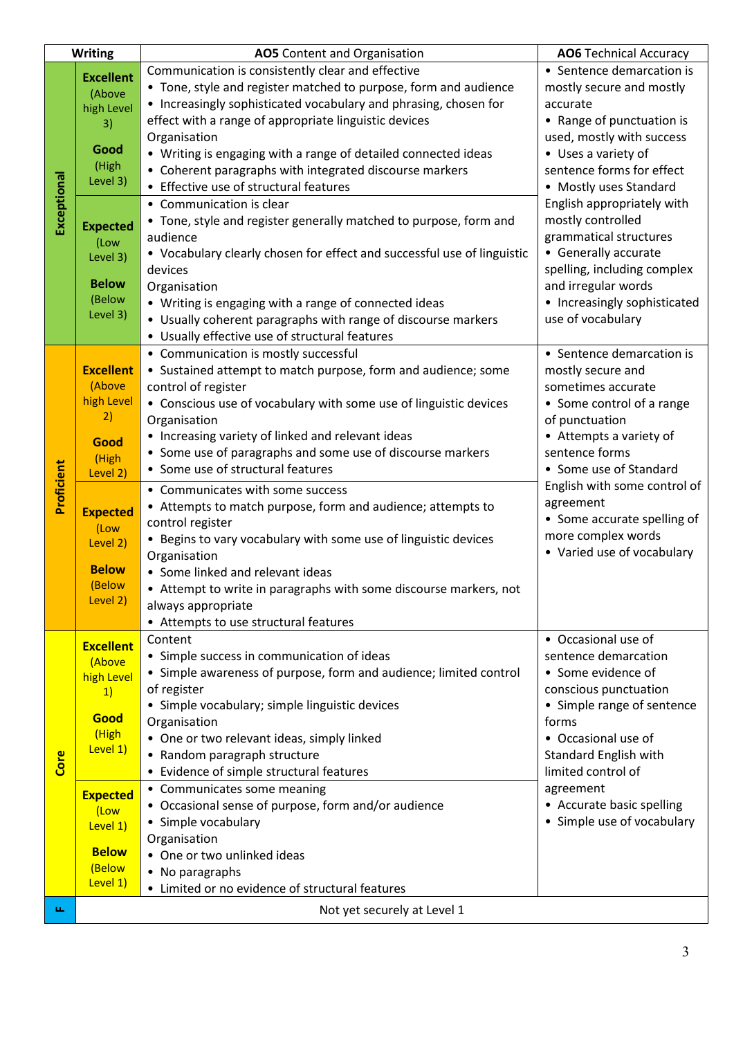| Writing | | AO5 Content and Organisation | AO6 Technical Accuracy |
| --- | --- | --- | --- |
| Exceptional | **Excellent** (Above high Level 3)<br><br>**Good** (High Level 3) | Communication is consistently clear and effective<br>• Tone, style and register matched to purpose, form and audience<br>• Increasingly sophisticated vocabulary and phrasing, chosen for effect with a range of appropriate linguistic devices<br>Organisation<br>• Writing is engaging with a range of detailed connected ideas<br>• Coherent paragraphs with integrated discourse markers<br>• Effective use of structural features | • Sentence demarcation is mostly secure and mostly accurate<br>• Range of punctuation is used, mostly with success<br>• Uses a variety of sentence forms for effect<br>• Mostly uses Standard English appropriately with mostly controlled grammatical structures<br>• Generally accurate spelling, including complex and irregular words<br>• Increasingly sophisticated use of vocabulary |
| | **Expected** (Low Level 3)<br><br>**Below** (Below Level 3) | • Communication is clear<br>• Tone, style and register generally matched to purpose, form and audience<br>• Vocabulary clearly chosen for effect and successful use of linguistic devices<br>Organisation<br>• Writing is engaging with a range of connected ideas<br>• Usually coherent paragraphs with range of discourse markers<br>• Usually effective use of structural features | |
| Proficient | **Excellent** (Above high Level 2)<br><br>**Good** (High Level 2) | • Communication is mostly successful<br>• Sustained attempt to match purpose, form and audience; some control of register<br>• Conscious use of vocabulary with some use of linguistic devices<br>Organisation<br>• Increasing variety of linked and relevant ideas<br>• Some use of paragraphs and some use of discourse markers<br>• Some use of structural features | • Sentence demarcation is mostly secure and sometimes accurate<br>• Some control of a range of punctuation<br>• Attempts a variety of sentence forms<br>• Some use of Standard English with some control of agreement<br>• Some accurate spelling of more complex words<br>• Varied use of vocabulary |
| | **Expected** (Low Level 2)<br><br>**Below** (Below Level 2) | • Communicates with some success<br>• Attempts to match purpose, form and audience; attempts to control register<br>• Begins to vary vocabulary with some use of linguistic devices<br>Organisation<br>• Some linked and relevant ideas<br>• Attempt to write in paragraphs with some discourse markers, not always appropriate<br>• Attempts to use structural features | |
| Core | **Excellent** (Above high Level 1)<br><br>**Good** (High Level 1) | Content<br>• Simple success in communication of ideas<br>• Simple awareness of purpose, form and audience; limited control of register<br>• Simple vocabulary; simple linguistic devices<br>Organisation<br>• One or two relevant ideas, simply linked<br>• Random paragraph structure<br>• Evidence of simple structural features | • Occasional use of sentence demarcation<br>• Some evidence of conscious punctuation<br>• Simple range of sentence forms<br>• Occasional use of Standard English with limited control of agreement<br>• Accurate basic spelling<br>• Simple use of vocabulary |
| | **Expected** (Low Level 1)<br><br>**Below** (Below Level 1) | • Communicates some meaning<br>• Occasional sense of purpose, form and/or audience<br>• Simple vocabulary<br>Organisation<br>• One or two unlinked ideas<br>• No paragraphs<br>• Limited or no evidence of structural features | |
| F | Not yet securely at Level 1 | | |